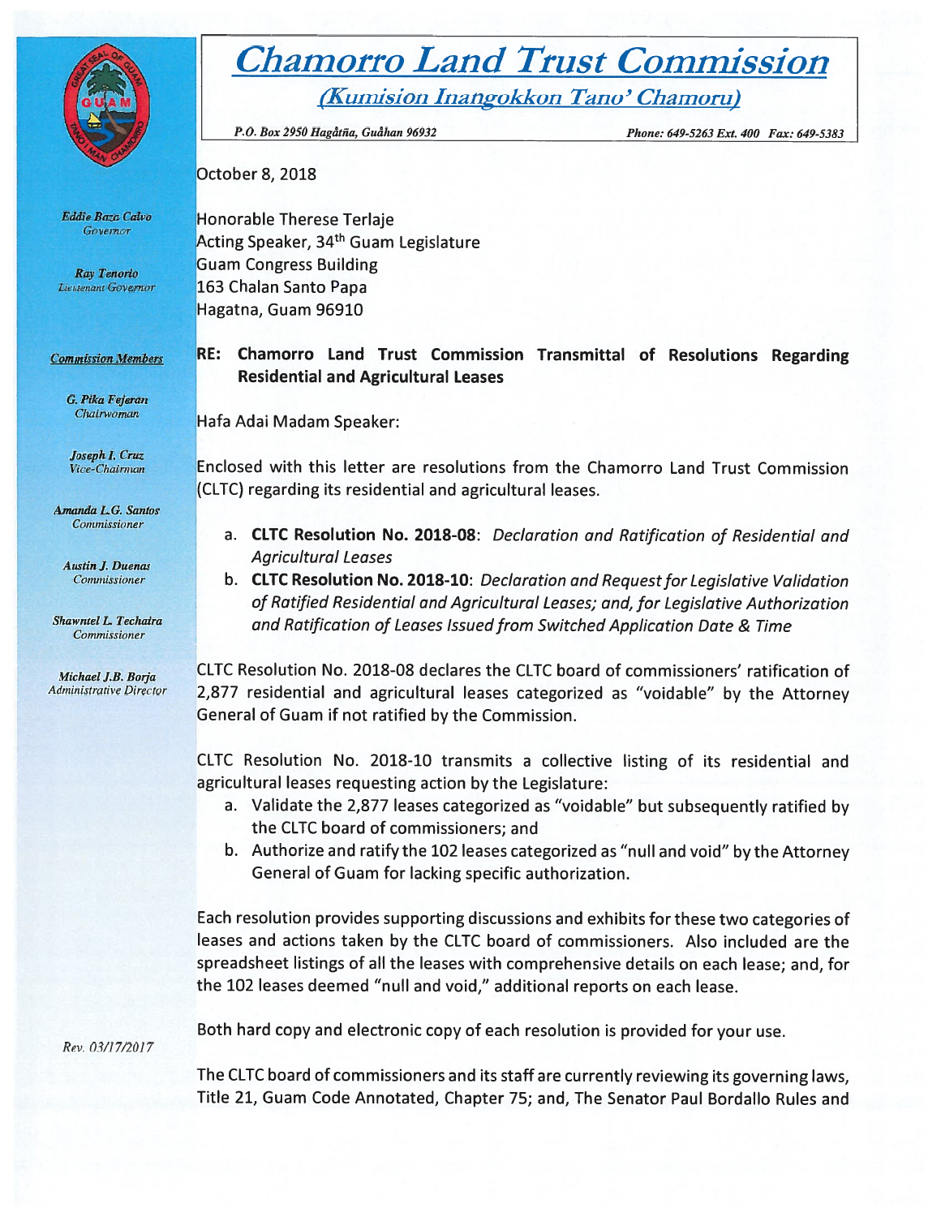# Chamorro Land Trust Commission

*(Kumision Inangokkon Tano' Chamoru)*

*P.O. Box 2950 Hagåtña, Guåhan 96932* *Phone: 649-5263 Ext. 400 Fax: 649-5383*

*Eddie Baza Calvo*
*Governor*

*Ray Tenorio*
*Lieutenant Governor*

*Commission Members*

*G. Pika Fejeran*
*Chairwoman*

*Joseph I. Cruz*
*Vice-Chairman*

*Amanda L.G. Santos*
*Commissioner*

*Austin J. Duenas*
*Commissioner*

*Shawntel L. Techaira*
*Commissioner*

*Michael J.B. Borja*
*Administrative Director*

*Rev. 03/17/2017*

October 8, 2018

Honorable Therese Terlaje
Acting Speaker, 34th Guam Legislature
Guam Congress Building
163 Chalan Santo Papa
Hagatna, Guam 96910

**RE: Chamorro Land Trust Commission Transmittal of Resolutions Regarding Residential and Agricultural Leases**

Hafa Adai Madam Speaker:

Enclosed with this letter are resolutions from the Chamorro Land Trust Commission (CLTC) regarding its residential and agricultural leases.

a. **CLTC Resolution No. 2018-08**: *Declaration and Ratification of Residential and Agricultural Leases*
b. **CLTC Resolution No. 2018-10**: *Declaration and Request for Legislative Validation of Ratified Residential and Agricultural Leases; and, for Legislative Authorization and Ratification of Leases Issued from Switched Application Date & Time*

CLTC Resolution No. 2018-08 declares the CLTC board of commissioners' ratification of 2,877 residential and agricultural leases categorized as "voidable" by the Attorney General of Guam if not ratified by the Commission.

CLTC Resolution No. 2018-10 transmits a collective listing of its residential and agricultural leases requesting action by the Legislature:

a. Validate the 2,877 leases categorized as "voidable" but subsequently ratified by the CLTC board of commissioners; and
b. Authorize and ratify the 102 leases categorized as "null and void" by the Attorney General of Guam for lacking specific authorization.

Each resolution provides supporting discussions and exhibits for these two categories of leases and actions taken by the CLTC board of commissioners. Also included are the spreadsheet listings of all the leases with comprehensive details on each lease; and, for the 102 leases deemed "null and void," additional reports on each lease.

Both hard copy and electronic copy of each resolution is provided for your use.

The CLTC board of commissioners and its staff are currently reviewing its governing laws, Title 21, Guam Code Annotated, Chapter 75; and, The Senator Paul Bordallo Rules and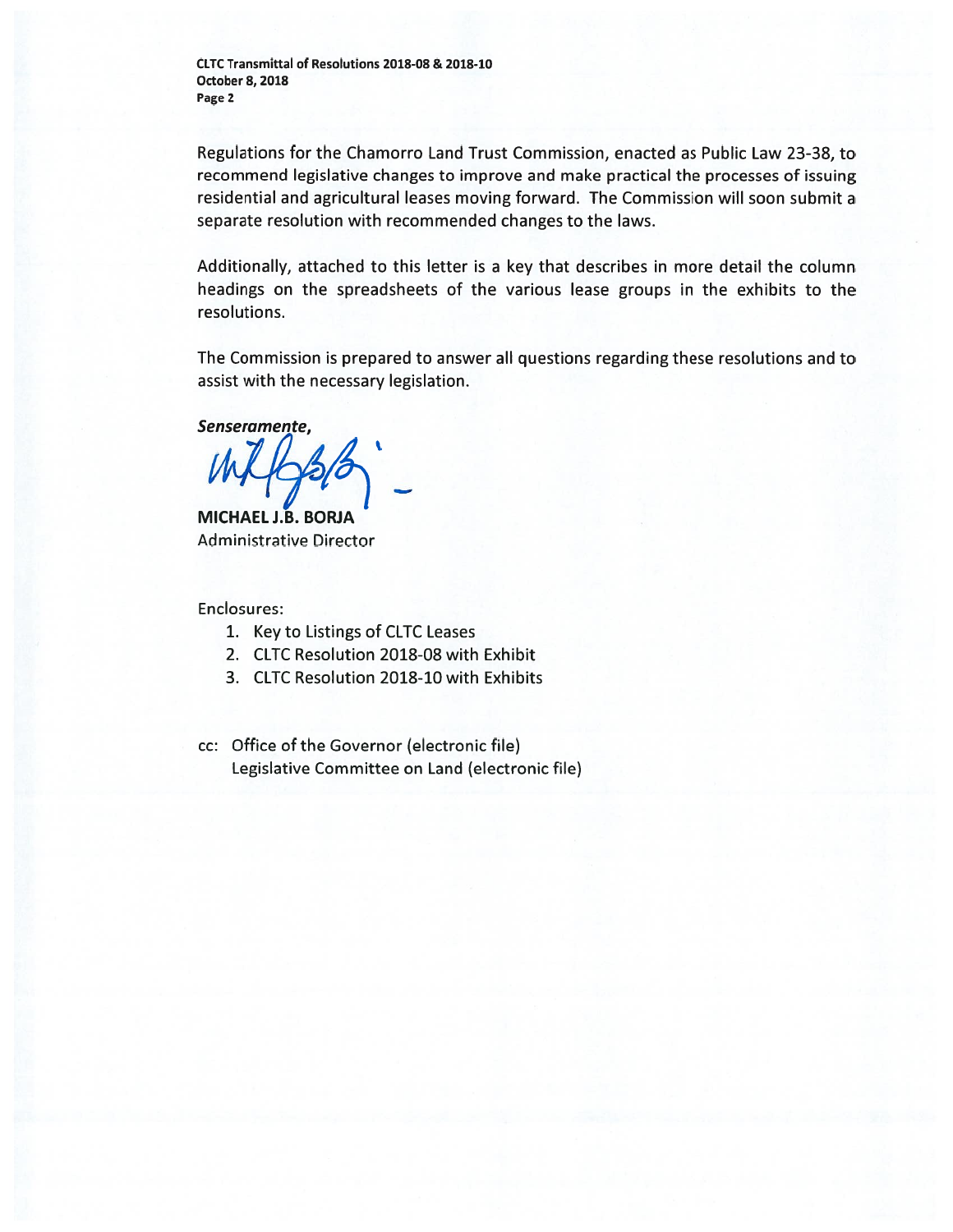Regulations for the Chamorro Land Trust Commission, enacted as Public Law 23-38, to recommend legislative changes to improve and make practical the processes of issuing residential and agricultural leases moving forward. The Commission will soon submit a separate resolution with recommended changes to the laws.

Additionally, attached to this letter is a key that describes in more detail the column headings on the spreadsheets of the various lease groups in the exhibits to the resolutions.

The Commission is prepared to answer all questions regarding these resolutions and to assist with the necessary legislation.

***Senseramente,***

**MICHAEL J.B. BORJA**
Administrative Director

Enclosures:

1. Key to Listings of CLTC Leases
2. CLTC Resolution 2018-08 with Exhibit
3. CLTC Resolution 2018-10 with Exhibits

cc: Office of the Governor (electronic file)
Legislative Committee on Land (electronic file)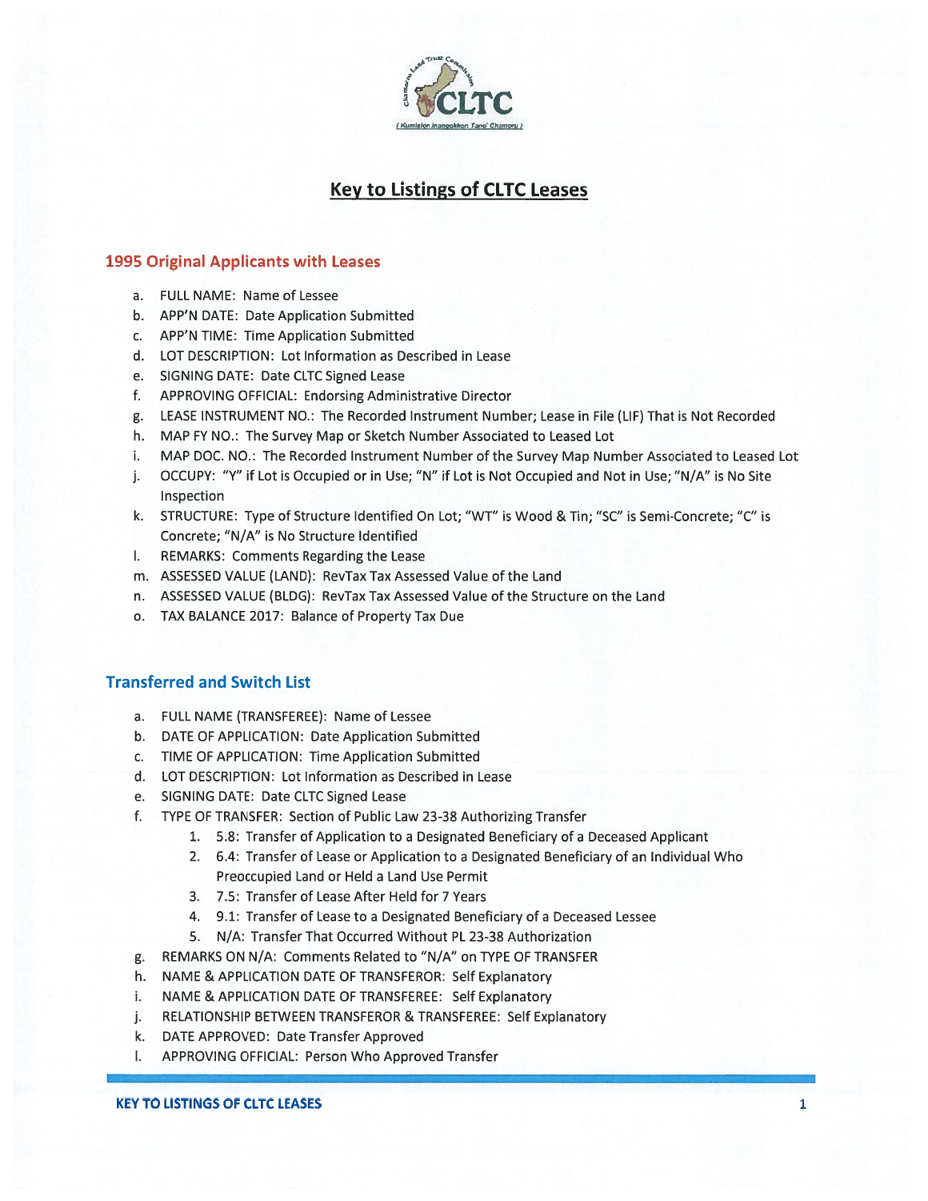# Key to Listings of CLTC Leases

## 1995 Original Applicants with Leases

a. FULL NAME: Name of Lessee
b. APP'N DATE: Date Application Submitted
c. APP'N TIME: Time Application Submitted
d. LOT DESCRIPTION: Lot Information as Described in Lease
e. SIGNING DATE: Date CLTC Signed Lease
f. APPROVING OFFICIAL: Endorsing Administrative Director
g. LEASE INSTRUMENT NO.: The Recorded Instrument Number; Lease in File (LIF) That is Not Recorded
h. MAP FY NO.: The Survey Map or Sketch Number Associated to Leased Lot
i. MAP DOC. NO.: The Recorded Instrument Number of the Survey Map Number Associated to Leased Lot
j. OCCUPY: "Y" if Lot is Occupied or in Use; "N" if Lot is Not Occupied and Not in Use; "N/A" is No Site Inspection
k. STRUCTURE: Type of Structure Identified On Lot; "WT" is Wood & Tin; "SC" is Semi-Concrete; "C" is Concrete; "N/A" is No Structure Identified
l. REMARKS: Comments Regarding the Lease
m. ASSESSED VALUE (LAND): RevTax Tax Assessed Value of the Land
n. ASSESSED VALUE (BLDG): RevTax Tax Assessed Value of the Structure on the Land
o. TAX BALANCE 2017: Balance of Property Tax Due

## Transferred and Switch List

a. FULL NAME (TRANSFEREE): Name of Lessee
b. DATE OF APPLICATION: Date Application Submitted
c. TIME OF APPLICATION: Time Application Submitted
d. LOT DESCRIPTION: Lot Information as Described in Lease
e. SIGNING DATE: Date CLTC Signed Lease
f. TYPE OF TRANSFER: Section of Public Law 23-38 Authorizing Transfer
   1. 5.8: Transfer of Application to a Designated Beneficiary of a Deceased Applicant
   2. 6.4: Transfer of Lease or Application to a Designated Beneficiary of an Individual Who Preoccupied Land or Held a Land Use Permit
   3. 7.5: Transfer of Lease After Held for 7 Years
   4. 9.1: Transfer of Lease to a Designated Beneficiary of a Deceased Lessee
   5. N/A: Transfer That Occurred Without PL 23-38 Authorization
g. REMARKS ON N/A: Comments Related to "N/A" on TYPE OF TRANSFER
h. NAME & APPLICATION DATE OF TRANSFEROR: Self Explanatory
i. NAME & APPLICATION DATE OF TRANSFEREE: Self Explanatory
j. RELATIONSHIP BETWEEN TRANSFEROR & TRANSFEREE: Self Explanatory
k. DATE APPROVED: Date Transfer Approved
l. APPROVING OFFICIAL: Person Who Approved Transfer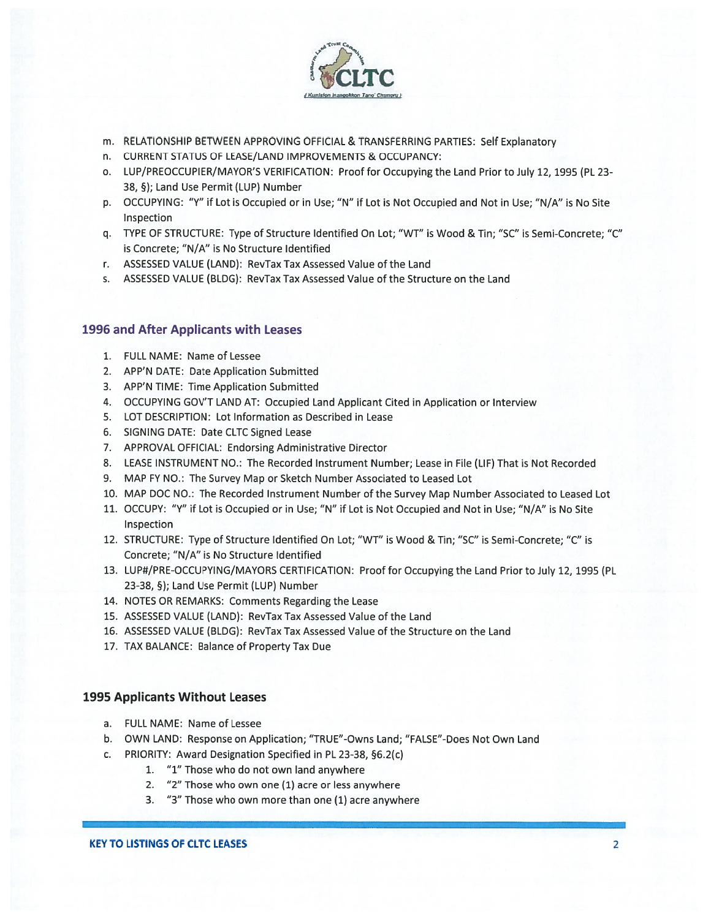m. RELATIONSHIP BETWEEN APPROVING OFFICIAL & TRANSFERRING PARTIES: Self Explanatory
n. CURRENT STATUS OF LEASE/LAND IMPROVEMENTS & OCCUPANCY:
o. LUP/PREOCCUPIER/MAYOR'S VERIFICATION: Proof for Occupying the Land Prior to July 12, 1995 (PL 23-38, §); Land Use Permit (LUP) Number
p. OCCUPYING: "Y" if Lot is Occupied or in Use; "N" if Lot is Not Occupied and Not in Use; "N/A" is No Site Inspection
q. TYPE OF STRUCTURE: Type of Structure Identified On Lot; "WT" is Wood & Tin; "SC" is Semi-Concrete; "C" is Concrete; "N/A" is No Structure Identified
r. ASSESSED VALUE (LAND): RevTax Tax Assessed Value of the Land
s. ASSESSED VALUE (BLDG): RevTax Tax Assessed Value of the Structure on the Land

## 1996 and After Applicants with Leases

1. FULL NAME: Name of Lessee
2. APP'N DATE: Date Application Submitted
3. APP'N TIME: Time Application Submitted
4. OCCUPYING GOV'T LAND AT: Occupied Land Applicant Cited in Application or Interview
5. LOT DESCRIPTION: Lot Information as Described in Lease
6. SIGNING DATE: Date CLTC Signed Lease
7. APPROVAL OFFICIAL: Endorsing Administrative Director
8. LEASE INSTRUMENT NO.: The Recorded Instrument Number; Lease in File (LIF) That is Not Recorded
9. MAP FY NO.: The Survey Map or Sketch Number Associated to Leased Lot
10. MAP DOC NO.: The Recorded Instrument Number of the Survey Map Number Associated to Leased Lot
11. OCCUPY: "Y" if Lot is Occupied or in Use; "N" if Lot is Not Occupied and Not in Use; "N/A" is No Site Inspection
12. STRUCTURE: Type of Structure Identified On Lot; "WT" is Wood & Tin; "SC" is Semi-Concrete; "C" is Concrete; "N/A" is No Structure Identified
13. LUP#/PRE-OCCUPYING/MAYORS CERTIFICATION: Proof for Occupying the Land Prior to July 12, 1995 (PL 23-38, §); Land Use Permit (LUP) Number
14. NOTES OR REMARKS: Comments Regarding the Lease
15. ASSESSED VALUE (LAND): RevTax Tax Assessed Value of the Land
16. ASSESSED VALUE (BLDG): RevTax Tax Assessed Value of the Structure on the Land
17. TAX BALANCE: Balance of Property Tax Due

## 1995 Applicants Without Leases

a. FULL NAME: Name of Lessee
b. OWN LAND: Response on Application; "TRUE"-Owns Land; "FALSE"-Does Not Own Land
c. PRIORITY: Award Designation Specified in PL 23-38, §6.2(c)
    1. "1" Those who do not own land anywhere
    2. "2" Those who own one (1) acre or less anywhere
    3. "3" Those who own more than one (1) acre anywhere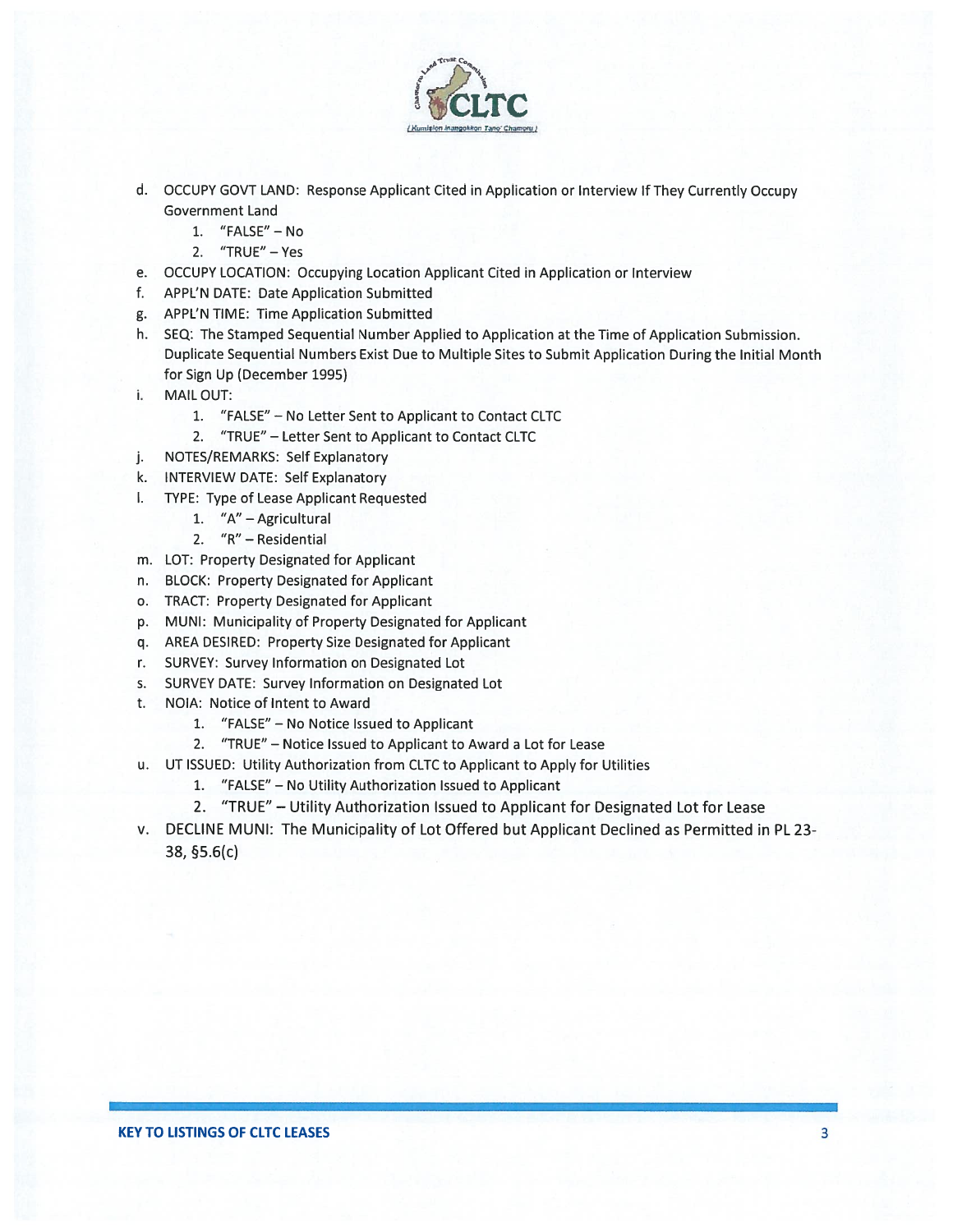d. OCCUPY GOVT LAND: Response Applicant Cited in Application or Interview If They Currently Occupy Government Land
    1. "FALSE" – No
    2. "TRUE" – Yes
e. OCCUPY LOCATION: Occupying Location Applicant Cited in Application or Interview
f. APPL'N DATE: Date Application Submitted
g. APPL'N TIME: Time Application Submitted
h. SEQ: The Stamped Sequential Number Applied to Application at the Time of Application Submission. Duplicate Sequential Numbers Exist Due to Multiple Sites to Submit Application During the Initial Month for Sign Up (December 1995)
i. MAIL OUT:
    1. "FALSE" – No Letter Sent to Applicant to Contact CLTC
    2. "TRUE" – Letter Sent to Applicant to Contact CLTC
j. NOTES/REMARKS: Self Explanatory
k. INTERVIEW DATE: Self Explanatory
l. TYPE: Type of Lease Applicant Requested
    1. "A" – Agricultural
    2. "R" – Residential
m. LOT: Property Designated for Applicant
n. BLOCK: Property Designated for Applicant
o. TRACT: Property Designated for Applicant
p. MUNI: Municipality of Property Designated for Applicant
q. AREA DESIRED: Property Size Designated for Applicant
r. SURVEY: Survey Information on Designated Lot
s. SURVEY DATE: Survey Information on Designated Lot
t. NOIA: Notice of Intent to Award
    1. "FALSE" – No Notice Issued to Applicant
    2. "TRUE" – Notice Issued to Applicant to Award a Lot for Lease
u. UT ISSUED: Utility Authorization from CLTC to Applicant to Apply for Utilities
    1. "FALSE" – No Utility Authorization Issued to Applicant
    2. "TRUE" – Utility Authorization Issued to Applicant for Designated Lot for Lease
v. DECLINE MUNI: The Municipality of Lot Offered but Applicant Declined as Permitted in PL 23-38, §5.6(c)